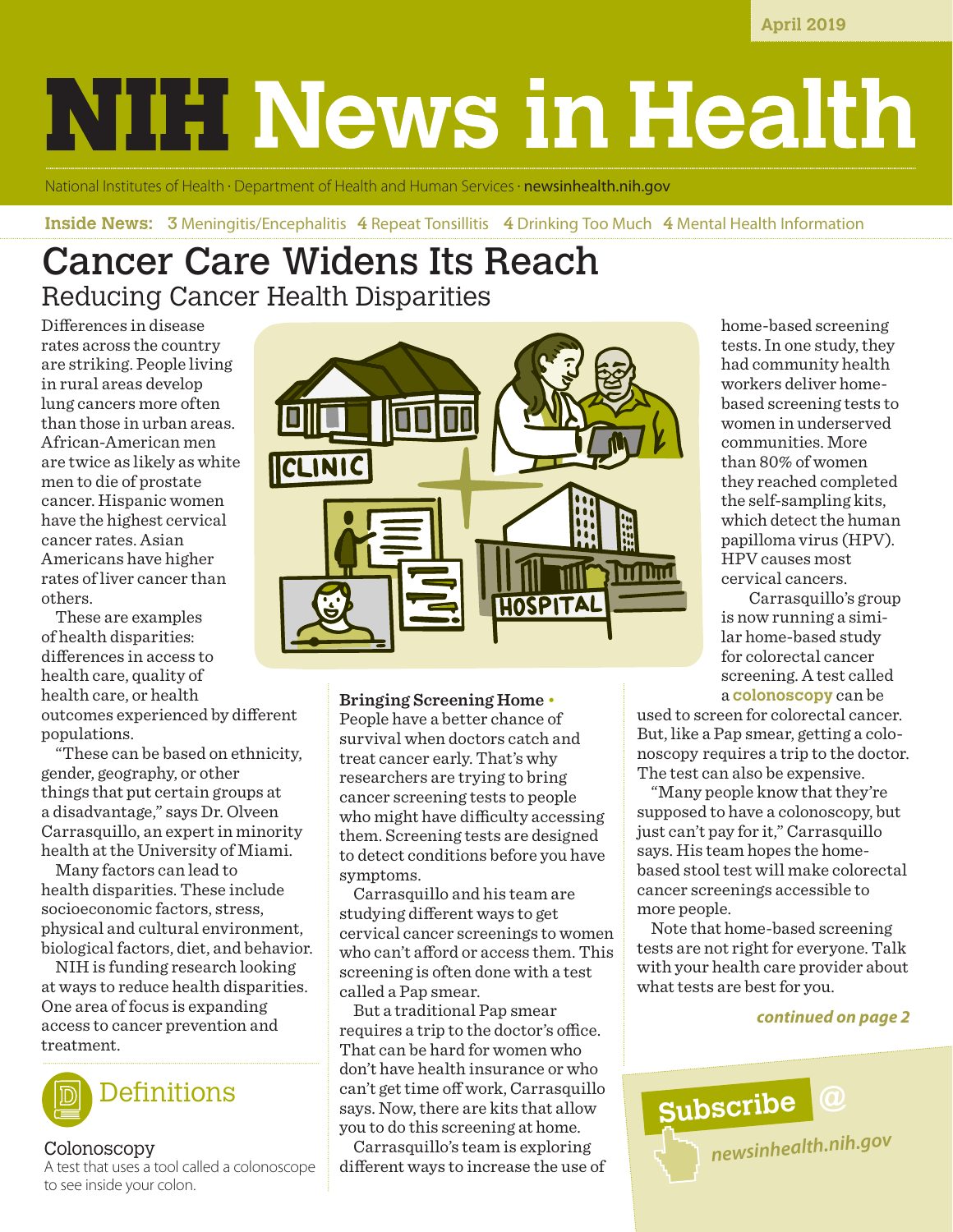April 2019

# NIH News in Health

National Institutes of Health · Department of Health and Human Services · newsinhealth.nih.gov

**Inside News:** 3 Meningitis/Encephalitis 4 Repeat Tonsillitis 4 Drinking Too Much 4 Mental Health Information

## Cancer Care Widens Its Reach

### Reducing Cancer Health Disparities

Differences in disease rates across the country are striking. People living in rural areas develop lung cancers more often than those in urban areas. African-American men are twice as likely as white men to die of prostate cancer. Hispanic women have the highest cervical cancer rates. Asian Americans have higher rates of liver cancer than others.

These are examples of health disparities: differences in access to health care, quality of health care, or health outcomes experienced by different populations.

"These can be based on ethnicity, gender, geography, or other things that put certain groups at a disadvantage," says Dr. Olveen Carrasquillo, an expert in minority health at the University of Miami.

Many factors can lead to health disparities. These include socioeconomic factors, stress, physical and cultural environment, biological factors, diet, and behavior.

NIH is funding research looking at ways to reduce health disparities. One area of focus is expanding access to cancer prevention and treatment.

**Bringing Screening Home •** People have a better chance of survival when doctors catch and treat cancer early. That's why researchers are trying to bring cancer screening tests to people who might have difficulty accessing them. Screening tests are designed to detect conditions before you have symptoms.

Carrasquillo and his team are studying different ways to get cervical cancer screenings to women who can't afford or access them. This screening is often done with a test called a Pap smear.

But a traditional Pap smear requires a trip to the doctor's office. That can be hard for women who don't have health insurance or who can't get time off work, Carrasquillo says. Now, there are kits that allow you to do this screening at home.

Carrasquillo's team is exploring different ways to increase the use of home-based screening tests. In one study, they had community health workers deliver home-based screening tests to women in underserved communities. More than 80% of women they reached completed the self-sampling kits, which detect the human papilloma virus (HPV). HPV causes most cervical cancers.

Carrasquillo's group is now running a similar home-based study for colorectal cancer screening. A test called a **colonoscopy** can be used to screen for colorectal cancer. But, like a Pap smear, getting a colonoscopy requires a trip to the doctor. The test can also be expensive.

"Many people know that they're supposed to have a colonoscopy, but just can't pay for it," Carrasquillo says. His team hopes the home-based stool test will make colorectal cancer screenings accessible to more people.

Note that home-based screening tests are not right for everyone. Talk with your health care provider about what tests are best for you.

*continued on page 2*

### Definitions

**Colonoscopy**
A test that uses a tool called a colonoscope to see inside your colon.

**Subscribe @** *newsinhealth.nih.gov*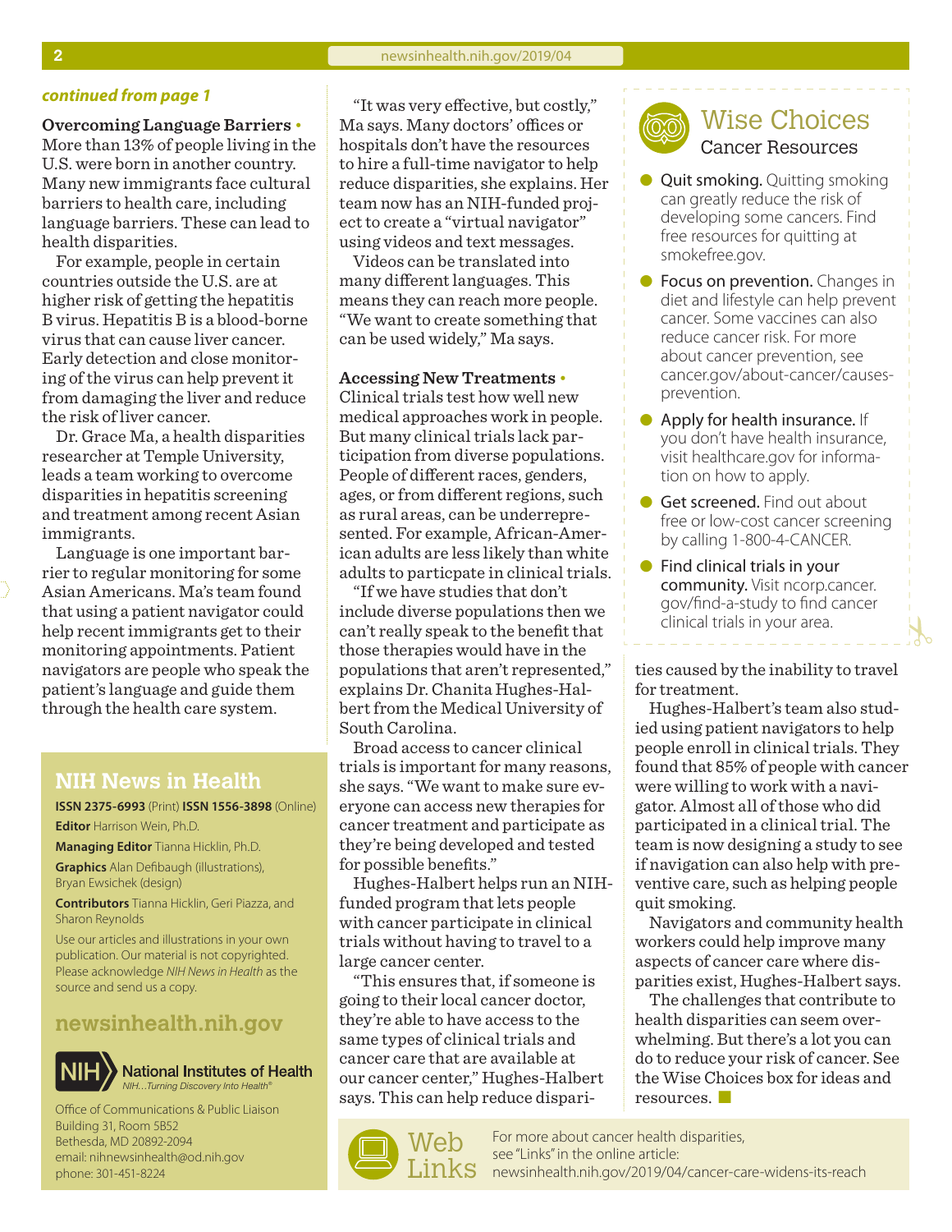*continued from page 1*

**Overcoming Language Barriers** • More than 13% of people living in the U.S. were born in another country. Many new immigrants face cultural barriers to health care, including language barriers. These can lead to health disparities.

For example, people in certain countries outside the U.S. are at higher risk of getting the hepatitis B virus. Hepatitis B is a blood-borne virus that can cause liver cancer. Early detection and close monitoring of the virus can help prevent it from damaging the liver and reduce the risk of liver cancer.

Dr. Grace Ma, a health disparities researcher at Temple University, leads a team working to overcome disparities in hepatitis screening and treatment among recent Asian immigrants.

Language is one important barrier to regular monitoring for some Asian Americans. Ma's team found that using a patient navigator could help recent immigrants get to their monitoring appointments. Patient navigators are people who speak the patient's language and guide them through the health care system.

"It was very effective, but costly," Ma says. Many doctors' offices or hospitals don't have the resources to hire a full-time navigator to help reduce disparities, she explains. Her team now has an NIH-funded project to create a "virtual navigator" using videos and text messages.

Videos can be translated into many different languages. This means they can reach more people. "We want to create something that can be used widely," Ma says.

**Accessing New Treatments** • Clinical trials test how well new medical approaches work in people. But many clinical trials lack participation from diverse populations. People of different races, genders, ages, or from different regions, such as rural areas, can be underrepresented. For example, African-American adults are less likely than white adults to particpate in clinical trials.

"If we have studies that don't include diverse populations then we can't really speak to the benefit that those therapies would have in the populations that aren't represented," explains Dr. Chanita Hughes-Halbert from the Medical University of South Carolina.

Broad access to cancer clinical trials is important for many reasons, she says. "We want to make sure everyone can access new therapies for cancer treatment and participate as they're being developed and tested for possible benefits."

Hughes-Halbert helps run an NIH-funded program that lets people with cancer participate in clinical trials without having to travel to a large cancer center.

"This ensures that, if someone is going to their local cancer doctor, they're able to have access to the same types of clinical trials and cancer care that are available at our cancer center," Hughes-Halbert says. This can help reduce disparities caused by the inability to travel for treatment.

Hughes-Halbert's team also studied using patient navigators to help people enroll in clinical trials. They found that 85% of people with cancer were willing to work with a navigator. Almost all of those who did participated in a clinical trial. The team is now designing a study to see if navigation can also help with preventive care, such as helping people quit smoking.

Navigators and community health workers could help improve many aspects of cancer care where disparities exist, Hughes-Halbert says.

The challenges that contribute to health disparities can seem overwhelming. But there's a lot you can do to reduce your risk of cancer. See the Wise Choices box for ideas and resources.

## Wise Choices
### Cancer Resources

- **Quit smoking.** Quitting smoking can greatly reduce the risk of developing some cancers. Find free resources for quitting at smokefree.gov.
- **Focus on prevention.** Changes in diet and lifestyle can help prevent cancer. Some vaccines can also reduce cancer risk. For more about cancer prevention, see cancer.gov/about-cancer/causes-prevention.
- **Apply for health insurance.** If you don't have health insurance, visit healthcare.gov for information on how to apply.
- **Get screened.** Find out about free or low-cost cancer screening by calling 1-800-4-CANCER.
- **Find clinical trials in your community.** Visit ncorp.cancer.gov/find-a-study to find cancer clinical trials in your area.

## Web Links

For more about cancer health disparities, see "Links" in the online article: newsinhealth.nih.gov/2019/04/cancer-care-widens-its-reach

## NIH News in Health

**ISSN 2375-6993** (Print) **ISSN 1556-3898** (Online)

**Editor** Harrison Wein, Ph.D.

**Managing Editor** Tianna Hicklin, Ph.D.

**Graphics** Alan Defibaugh (illustrations), Bryan Ewsichek (design)

**Contributors** Tianna Hicklin, Geri Piazza, and Sharon Reynolds

Use our articles and illustrations in your own publication. Our material is not copyrighted. Please acknowledge *NIH News in Health* as the source and send us a copy.

**newsinhealth.nih.gov**

National Institutes of Health
*NIH...Turning Discovery Into Health®*

Office of Communications & Public Liaison
Building 31, Room 5B52
Bethesda, MD 20892-2094
email: nihnewsinhealth@od.nih.gov
phone: 301-451-8224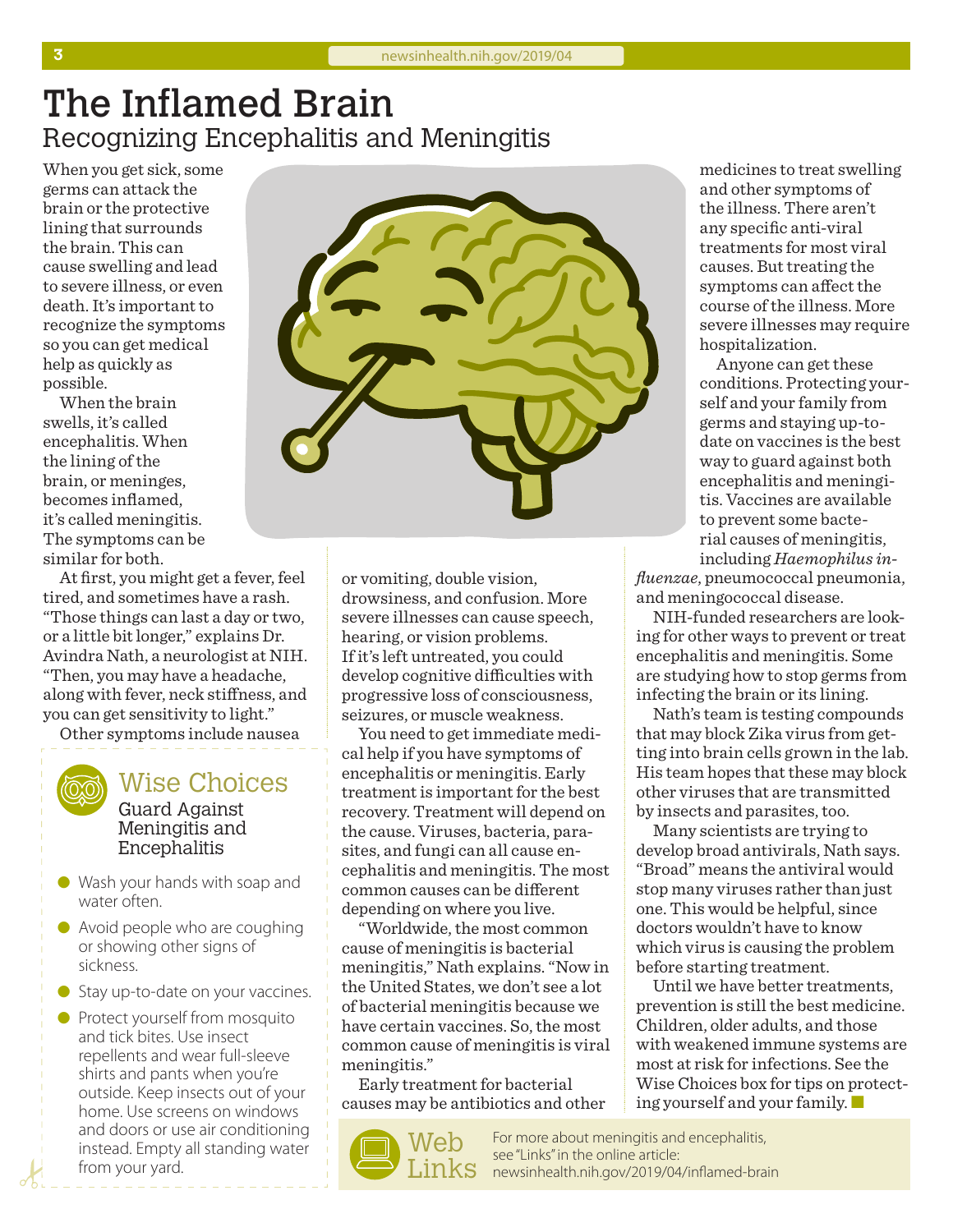# The Inflamed Brain

## Recognizing Encephalitis and Meningitis

When you get sick, some germs can attack the brain or the protective lining that surrounds the brain. This can cause swelling and lead to severe illness, or even death. It's important to recognize the symptoms so you can get medical help as quickly as possible.

When the brain swells, it's called encephalitis. When the lining of the brain, or meninges, becomes inflamed, it's called meningitis. The symptoms can be similar for both.

At first, you might get a fever, feel tired, and sometimes have a rash. "Those things can last a day or two, or a little bit longer," explains Dr. Avindra Nath, a neurologist at NIH. "Then, you may have a headache, along with fever, neck stiffness, and you can get sensitivity to light."

Other symptoms include nausea or vomiting, double vision, drowsiness, and confusion. More severe illnesses can cause speech, hearing, or vision problems. If it's left untreated, you could develop cognitive difficulties with progressive loss of consciousness, seizures, or muscle weakness.

You need to get immediate medical help if you have symptoms of encephalitis or meningitis. Early treatment is important for the best recovery. Treatment will depend on the cause. Viruses, bacteria, parasites, and fungi can all cause encephalitis and meningitis. The most common causes can be different depending on where you live.

"Worldwide, the most common cause of meningitis is bacterial meningitis," Nath explains. "Now in the United States, we don't see a lot of bacterial meningitis because we have certain vaccines. So, the most common cause of meningitis is viral meningitis."

Early treatment for bacterial causes may be antibiotics and other medicines to treat swelling and other symptoms of the illness. There aren't any specific anti-viral treatments for most viral causes. But treating the symptoms can affect the course of the illness. More severe illnesses may require hospitalization.

Anyone can get these conditions. Protecting yourself and your family from germs and staying up-to-date on vaccines is the best way to guard against both encephalitis and meningitis. Vaccines are available to prevent some bacterial causes of meningitis, including *Haemophilus influenzae*, pneumococcal pneumonia, and meningococcal disease.

NIH-funded researchers are looking for other ways to prevent or treat encephalitis and meningitis. Some are studying how to stop germs from infecting the brain or its lining.

Nath's team is testing compounds that may block Zika virus from getting into brain cells grown in the lab. His team hopes that these may block other viruses that are transmitted by insects and parasites, too.

Many scientists are trying to develop broad antivirals, Nath says. "Broad" means the antiviral would stop many viruses rather than just one. This would be helpful, since doctors wouldn't have to know which virus is causing the problem before starting treatment.

Until we have better treatments, prevention is still the best medicine. Children, older adults, and those with weakened immune systems are most at risk for infections. See the Wise Choices box for tips on protecting yourself and your family. ■

### Wise Choices

**Guard Against Meningitis and Encephalitis**

- Wash your hands with soap and water often.
- Avoid people who are coughing or showing other signs of sickness.
- Stay up-to-date on your vaccines.
- Protect yourself from mosquito and tick bites. Use insect repellents and wear full-sleeve shirts and pants when you're outside. Keep insects out of your home. Use screens on windows and doors or use air conditioning instead. Empty all standing water from your yard.

### Web Links

For more about meningitis and encephalitis, see "Links" in the online article: newsinhealth.nih.gov/2019/04/inflamed-brain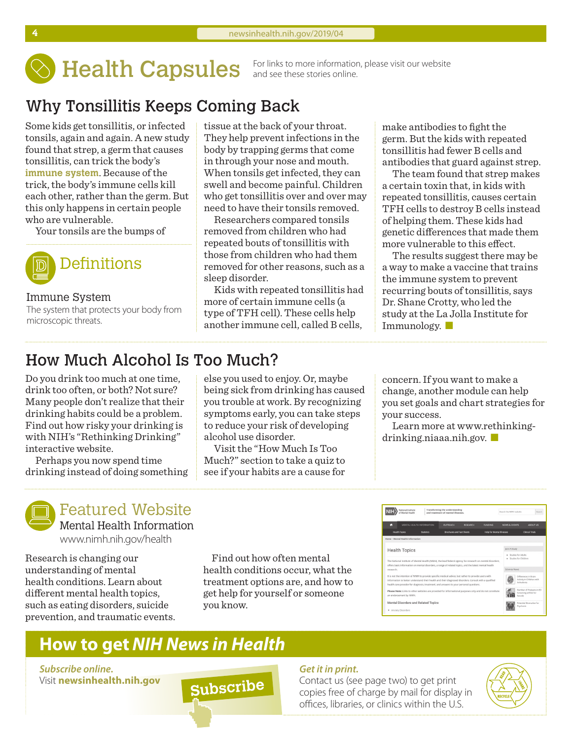# Health Capsules

For links to more information, please visit our website and see these stories online.

## Why Tonsillitis Keeps Coming Back

Some kids get tonsillitis, or infected tonsils, again and again. A new study found that strep, a germ that causes tonsillitis, can trick the body's **immune system**. Because of the trick, the body's immune cells kill each other, rather than the germ. But this only happens in certain people who are vulnerable.

Your tonsils are the bumps of tissue at the back of your throat. They help prevent infections in the body by trapping germs that come in through your nose and mouth. When tonsils get infected, they can swell and become painful. Children who get tonsillitis over and over may need to have their tonsils removed.

Researchers compared tonsils removed from children who had repeated bouts of tonsillitis with those from children who had them removed for other reasons, such as a sleep disorder.

Kids with repeated tonsillitis had more of certain immune cells (a type of TFH cell). These cells help another immune cell, called B cells, make antibodies to fight the germ. But the kids with repeated tonsillitis had fewer B cells and antibodies that guard against strep.

The team found that strep makes a certain toxin that, in kids with repeated tonsillitis, causes certain TFH cells to destroy B cells instead of helping them. These kids had genetic differences that made them more vulnerable to this effect.

The results suggest there may be a way to make a vaccine that trains the immune system to prevent recurring bouts of tonsillitis, says Dr. Shane Crotty, who led the study at the La Jolla Institute for Immunology.

### Definitions

**Immune System**
The system that protects your body from microscopic threats.

## How Much Alcohol Is Too Much?

Do you drink too much at one time, drink too often, or both? Not sure? Many people don't realize that their drinking habits could be a problem. Find out how risky your drinking is with NIH's "Rethinking Drinking" interactive website.

Perhaps you now spend time drinking instead of doing something else you used to enjoy. Or, maybe being sick from drinking has caused you trouble at work. By recognizing symptoms early, you can take steps to reduce your risk of developing alcohol use disorder.

Visit the "How Much Is Too Much?" section to take a quiz to see if your habits are a cause for concern. If you want to make a change, another module can help you set goals and chart strategies for your success.

Learn more at www.rethinking-drinking.niaaa.nih.gov.

## Featured Website

### Mental Health Information

www.nimh.nih.gov/health

Research is changing our understanding of mental health conditions. Learn about different mental health topics, such as eating disorders, suicide prevention, and traumatic events.

Find out how often mental health conditions occur, what the treatment options are, and how to get help for yourself or someone you know.

## How to get *NIH News in Health*

***Subscribe online.***
Visit **newsinhealth.nih.gov**

Subscribe

***Get it in print.***
Contact us (see page two) to get print copies free of charge by mail for display in offices, libraries, or clinics within the U.S.